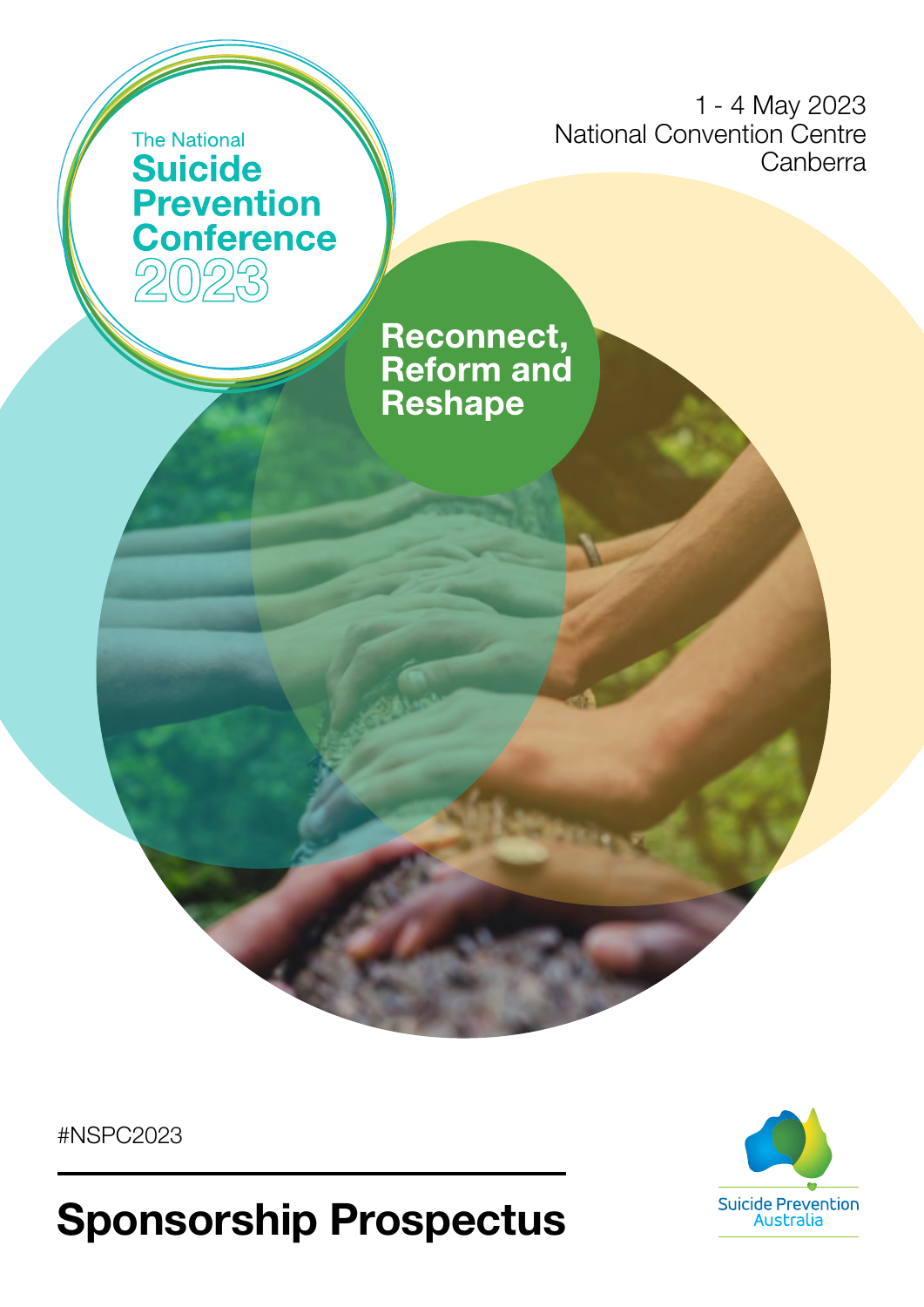The National

# Suicide Prevention Conference 2023

1 - 4 May 2023
National Convention Centre
Canberra

**Reconnect, Reform and Reshape**

#NSPC2023

# Sponsorship Prospectus

Suicide Prevention Australia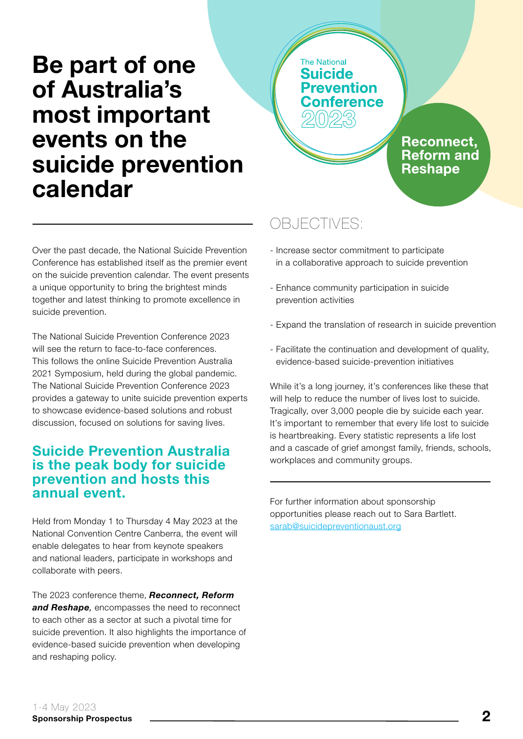# Be part of one of Australia's most important events on the suicide prevention calendar

The National **Suicide Prevention Conference** 2023

**Reconnect, Reform and Reshape**

Over the past decade, the National Suicide Prevention Conference has established itself as the premier event on the suicide prevention calendar. The event presents a unique opportunity to bring the brightest minds together and latest thinking to promote excellence in suicide prevention.

The National Suicide Prevention Conference 2023 will see the return to face-to-face conferences. This follows the online Suicide Prevention Australia 2021 Symposium, held during the global pandemic. The National Suicide Prevention Conference 2023 provides a gateway to unite suicide prevention experts to showcase evidence-based solutions and robust discussion, focused on solutions for saving lives.

## Suicide Prevention Australia is the peak body for suicide prevention and hosts this annual event.

Held from Monday 1 to Thursday 4 May 2023 at the National Convention Centre Canberra, the event will enable delegates to hear from keynote speakers and national leaders, participate in workshops and collaborate with peers.

The 2023 conference theme, ***Reconnect, Reform and Reshape,*** encompasses the need to reconnect to each other as a sector at such a pivotal time for suicide prevention. It also highlights the importance of evidence-based suicide prevention when developing and reshaping policy.

## OBJECTIVES:

- Increase sector commitment to participate in a collaborative approach to suicide prevention
- Enhance community participation in suicide prevention activities
- Expand the translation of research in suicide prevention
- Facilitate the continuation and development of quality, evidence-based suicide-prevention initiatives

While it's a long journey, it's conferences like these that will help to reduce the number of lives lost to suicide. Tragically, over 3,000 people die by suicide each year. It's important to remember that every life lost to suicide is heartbreaking. Every statistic represents a life lost and a cascade of grief amongst family, friends, schools, workplaces and community groups.

For further information about sponsorship opportunities please reach out to Sara Bartlett.
sarab@suicidepreventionaust.org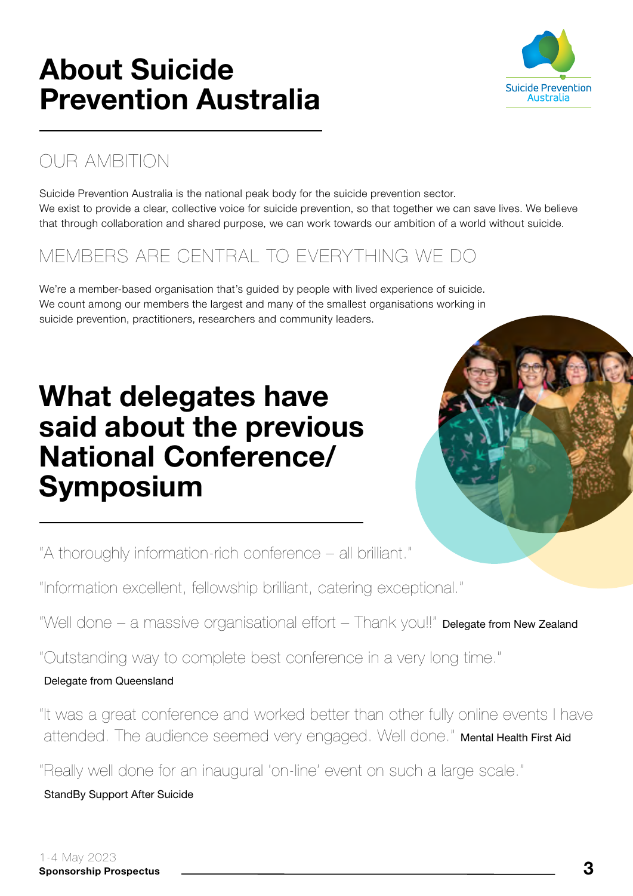# About Suicide Prevention Australia

## OUR AMBITION

Suicide Prevention Australia is the national peak body for the suicide prevention sector. We exist to provide a clear, collective voice for suicide prevention, so that together we can save lives. We believe that through collaboration and shared purpose, we can work towards our ambition of a world without suicide.

## MEMBERS ARE CENTRAL TO EVERYTHING WE DO

We're a member-based organisation that's guided by people with lived experience of suicide. We count among our members the largest and many of the smallest organisations working in suicide prevention, practitioners, researchers and community leaders.

# What delegates have said about the previous National Conference/ Symposium

"A thoroughly information-rich conference – all brilliant."

"Information excellent, fellowship brilliant, catering exceptional."

"Well done – a massive organisational effort – Thank you!!" Delegate from New Zealand

"Outstanding way to complete best conference in a very long time."
Delegate from Queensland

"It was a great conference and worked better than other fully online events I have attended. The audience seemed very engaged. Well done." Mental Health First Aid

"Really well done for an inaugural 'on-line' event on such a large scale."
StandBy Support After Suicide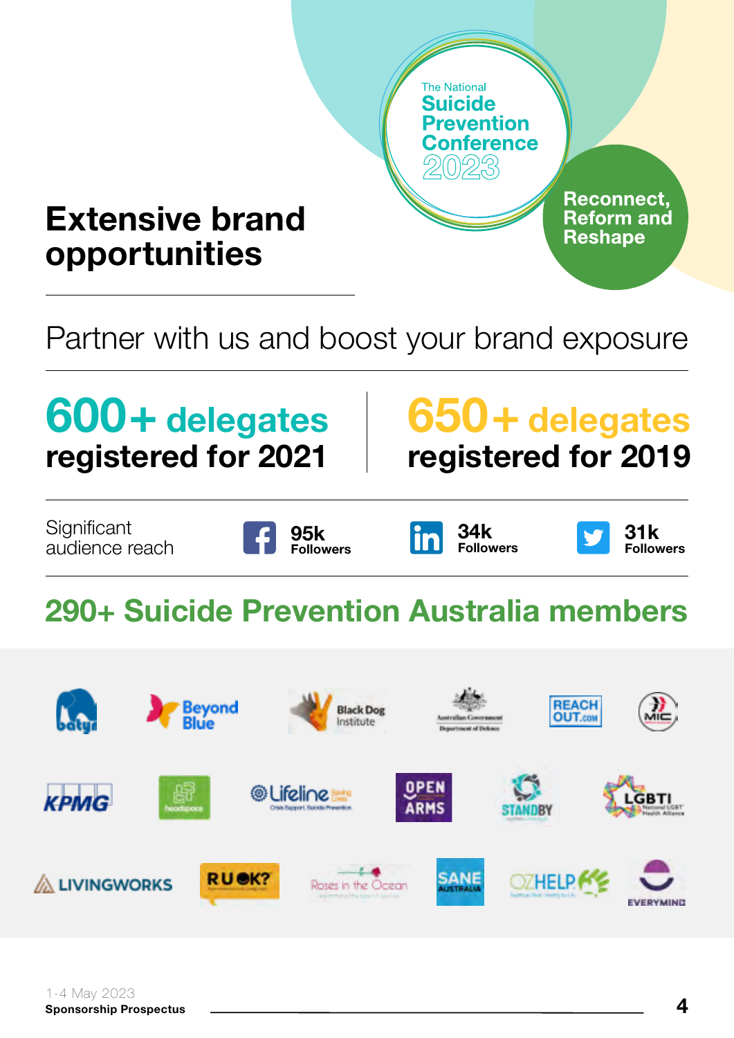The National
**Suicide Prevention Conference 2023**

**Reconnect, Reform and Reshape**

# Extensive brand opportunities

## Partner with us and boost your brand exposure

**600+ delegates registered for 2021**

**650+ delegates registered for 2019**

Significant audience reach

- **95k** Followers (Facebook)
- **34k** Followers (LinkedIn)
- **31k** Followers (Twitter)

## 290+ Suicide Prevention Australia members

batyr · Beyond Blue · Black Dog Institute · Australian Government Department of Defence · ReachOut.com · MIC · KPMG · headspace · Lifeline · Open Arms · StandBy · LGBTI National LGBTI Health Alliance · LivingWorks · R U OK? · Roses in the Ocean · SANE Australia · OzHelp · Everymind

1-4 May 2023
**Sponsorship Prospectus**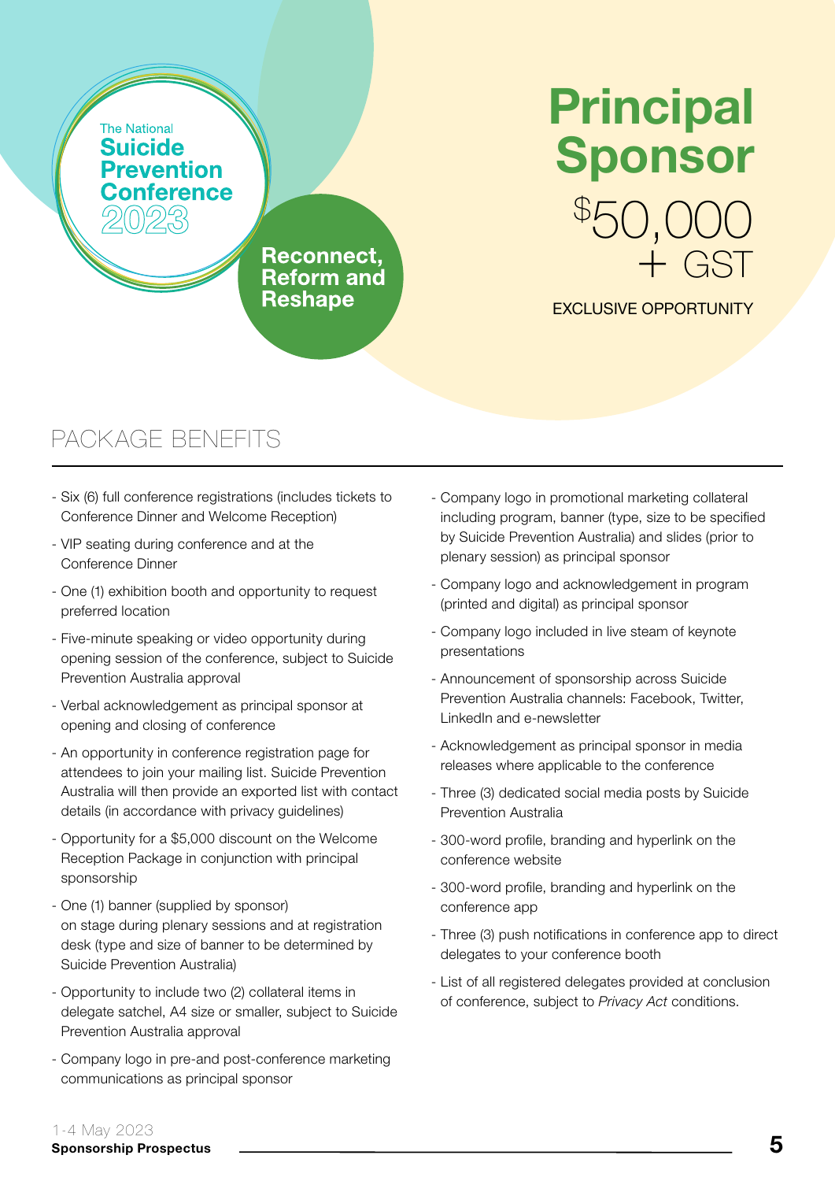The National
**Suicide Prevention Conference**
2023

**Reconnect, Reform and Reshape**

# Principal Sponsor

## $50,000 + GST

EXCLUSIVE OPPORTUNITY

## PACKAGE BENEFITS

- Six (6) full conference registrations (includes tickets to Conference Dinner and Welcome Reception)
- VIP seating during conference and at the Conference Dinner
- One (1) exhibition booth and opportunity to request preferred location
- Five-minute speaking or video opportunity during opening session of the conference, subject to Suicide Prevention Australia approval
- Verbal acknowledgement as principal sponsor at opening and closing of conference
- An opportunity in conference registration page for attendees to join your mailing list. Suicide Prevention Australia will then provide an exported list with contact details (in accordance with privacy guidelines)
- Opportunity for a $5,000 discount on the Welcome Reception Package in conjunction with principal sponsorship
- One (1) banner (supplied by sponsor) on stage during plenary sessions and at registration desk (type and size of banner to be determined by Suicide Prevention Australia)
- Opportunity to include two (2) collateral items in delegate satchel, A4 size or smaller, subject to Suicide Prevention Australia approval
- Company logo in pre-and post-conference marketing communications as principal sponsor
- Company logo in promotional marketing collateral including program, banner (type, size to be specified by Suicide Prevention Australia) and slides (prior to plenary session) as principal sponsor
- Company logo and acknowledgement in program (printed and digital) as principal sponsor
- Company logo included in live steam of keynote presentations
- Announcement of sponsorship across Suicide Prevention Australia channels: Facebook, Twitter, LinkedIn and e-newsletter
- Acknowledgement as principal sponsor in media releases where applicable to the conference
- Three (3) dedicated social media posts by Suicide Prevention Australia
- 300-word profile, branding and hyperlink on the conference website
- 300-word profile, branding and hyperlink on the conference app
- Three (3) push notifications in conference app to direct delegates to your conference booth
- List of all registered delegates provided at conclusion of conference, subject to *Privacy Act* conditions.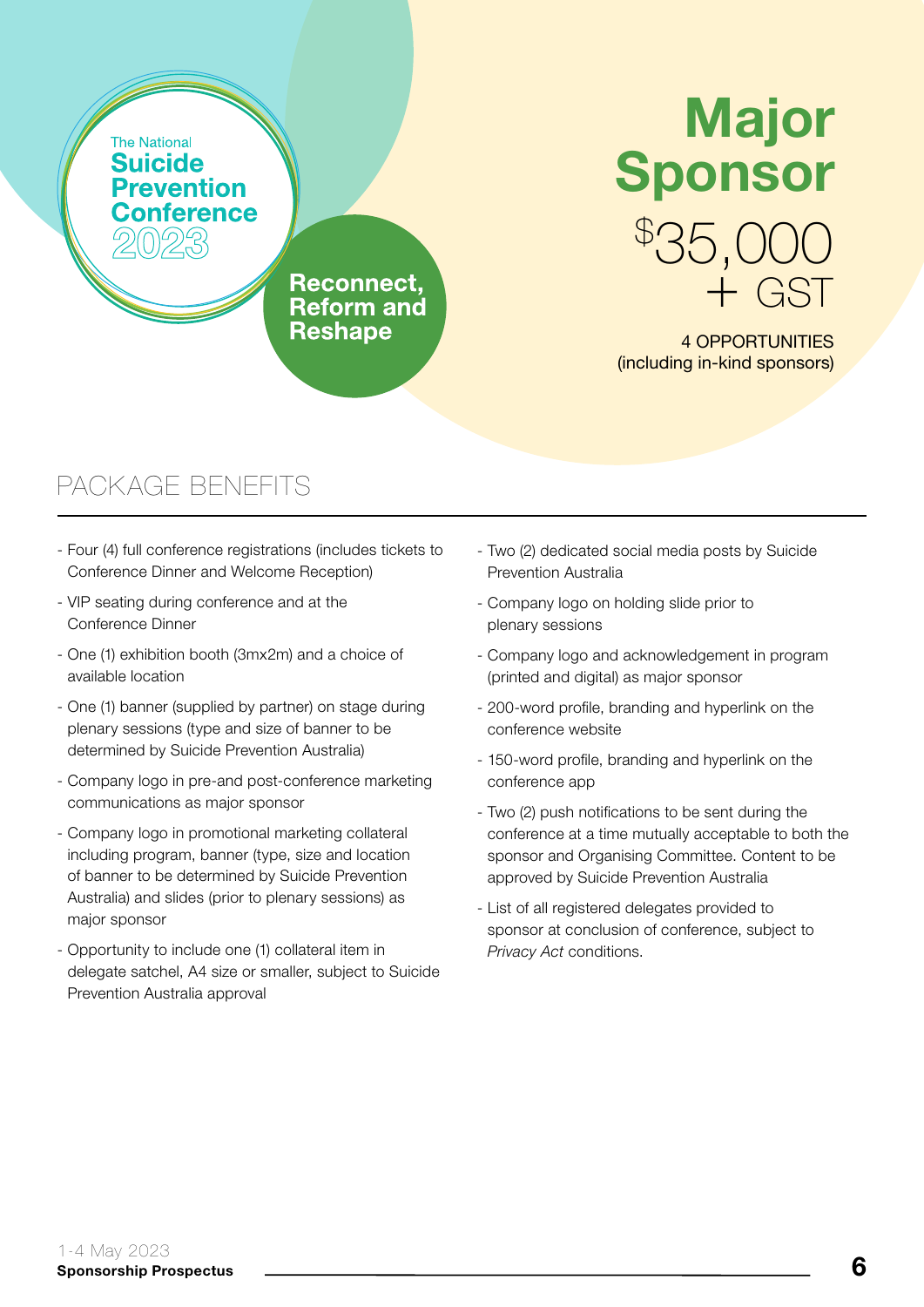The National
**Suicide Prevention Conference 2023**

**Reconnect, Reform and Reshape**

# Major Sponsor

## $35,000 + GST

4 OPPORTUNITIES
(including in-kind sponsors)

## PACKAGE BENEFITS

- Four (4) full conference registrations (includes tickets to Conference Dinner and Welcome Reception)
- VIP seating during conference and at the Conference Dinner
- One (1) exhibition booth (3mx2m) and a choice of available location
- One (1) banner (supplied by partner) on stage during plenary sessions (type and size of banner to be determined by Suicide Prevention Australia)
- Company logo in pre-and post-conference marketing communications as major sponsor
- Company logo in promotional marketing collateral including program, banner (type, size and location of banner to be determined by Suicide Prevention Australia) and slides (prior to plenary sessions) as major sponsor
- Opportunity to include one (1) collateral item in delegate satchel, A4 size or smaller, subject to Suicide Prevention Australia approval
- Two (2) dedicated social media posts by Suicide Prevention Australia
- Company logo on holding slide prior to plenary sessions
- Company logo and acknowledgement in program (printed and digital) as major sponsor
- 200-word profile, branding and hyperlink on the conference website
- 150-word profile, branding and hyperlink on the conference app
- Two (2) push notifications to be sent during the conference at a time mutually acceptable to both the sponsor and Organising Committee. Content to be approved by Suicide Prevention Australia
- List of all registered delegates provided to sponsor at conclusion of conference, subject to *Privacy Act* conditions.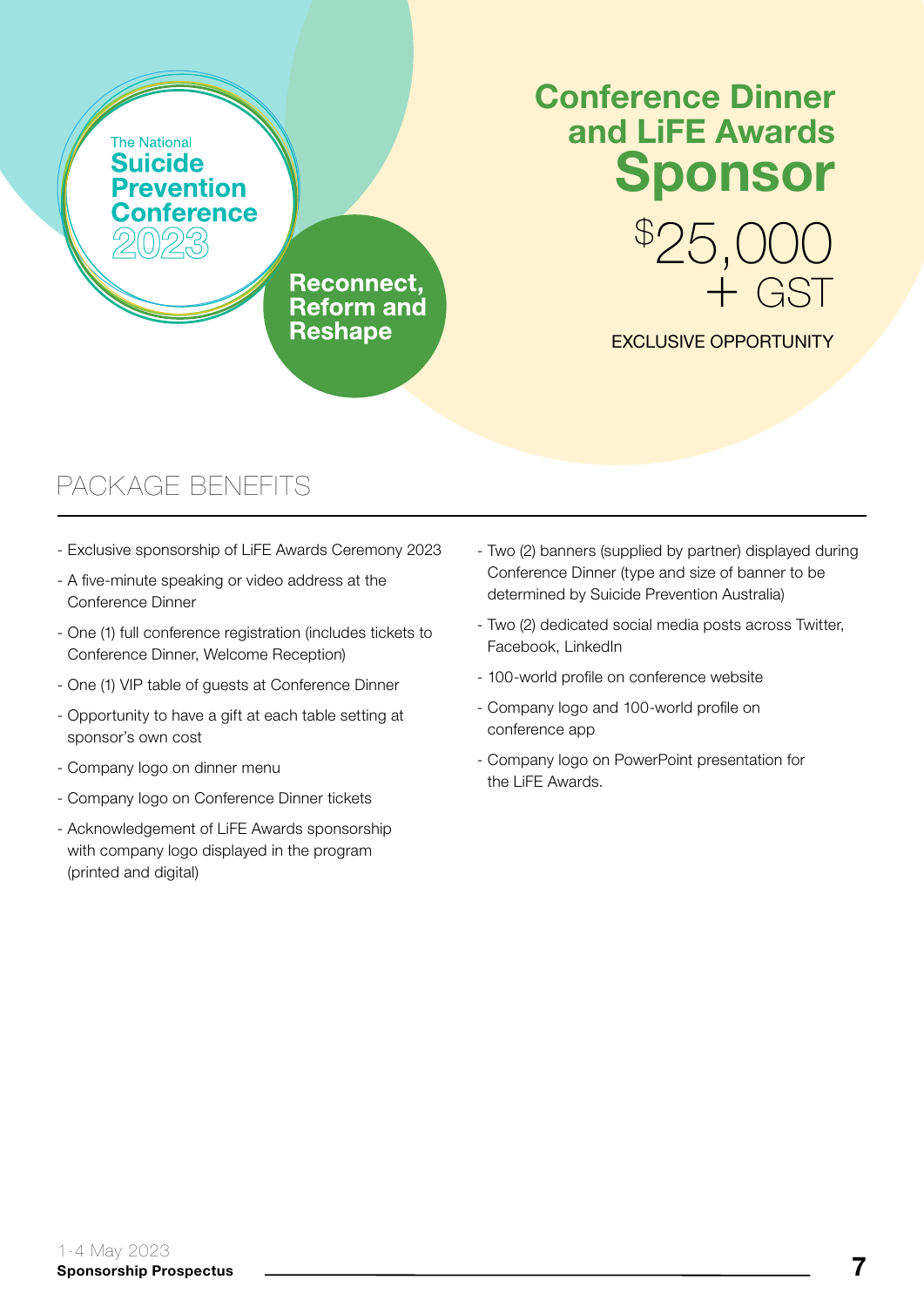The National **Suicide Prevention Conference** 2023

**Reconnect, Reform and Reshape**

# Conference Dinner and LiFE Awards Sponsor

$25,000 + GST

EXCLUSIVE OPPORTUNITY

## PACKAGE BENEFITS

- Exclusive sponsorship of LiFE Awards Ceremony 2023
- A five-minute speaking or video address at the Conference Dinner
- One (1) full conference registration (includes tickets to Conference Dinner, Welcome Reception)
- One (1) VIP table of guests at Conference Dinner
- Opportunity to have a gift at each table setting at sponsor's own cost
- Company logo on dinner menu
- Company logo on Conference Dinner tickets
- Acknowledgement of LiFE Awards sponsorship with company logo displayed in the program (printed and digital)
- Two (2) banners (supplied by partner) displayed during Conference Dinner (type and size of banner to be determined by Suicide Prevention Australia)
- Two (2) dedicated social media posts across Twitter, Facebook, LinkedIn
- 100-world profile on conference website
- Company logo and 100-world profile on conference app
- Company logo on PowerPoint presentation for the LiFE Awards.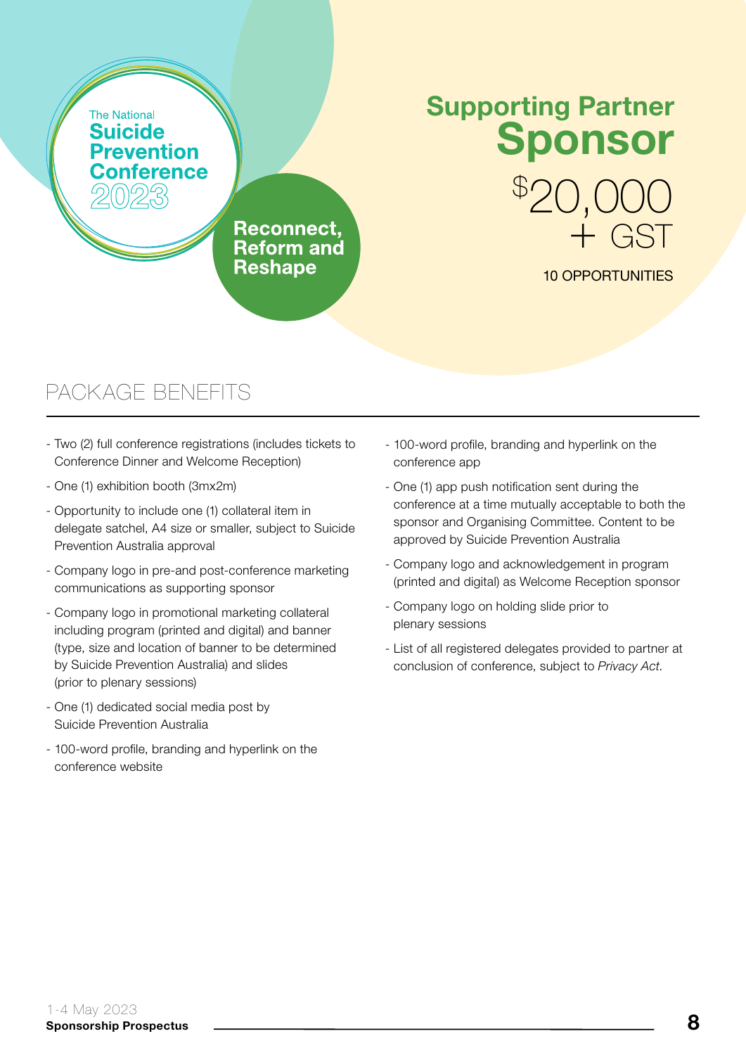The National
**Suicide Prevention Conference 2023**

**Reconnect, Reform and Reshape**

# Supporting Partner Sponsor

$20,000 + GST

10 OPPORTUNITIES

## PACKAGE BENEFITS

- Two (2) full conference registrations (includes tickets to Conference Dinner and Welcome Reception)
- One (1) exhibition booth (3mx2m)
- Opportunity to include one (1) collateral item in delegate satchel, A4 size or smaller, subject to Suicide Prevention Australia approval
- Company logo in pre-and post-conference marketing communications as supporting sponsor
- Company logo in promotional marketing collateral including program (printed and digital) and banner (type, size and location of banner to be determined by Suicide Prevention Australia) and slides (prior to plenary sessions)
- One (1) dedicated social media post by Suicide Prevention Australia
- 100-word profile, branding and hyperlink on the conference website
- 100-word profile, branding and hyperlink on the conference app
- One (1) app push notification sent during the conference at a time mutually acceptable to both the sponsor and Organising Committee. Content to be approved by Suicide Prevention Australia
- Company logo and acknowledgement in program (printed and digital) as Welcome Reception sponsor
- Company logo on holding slide prior to plenary sessions
- List of all registered delegates provided to partner at conclusion of conference, subject to *Privacy Act*.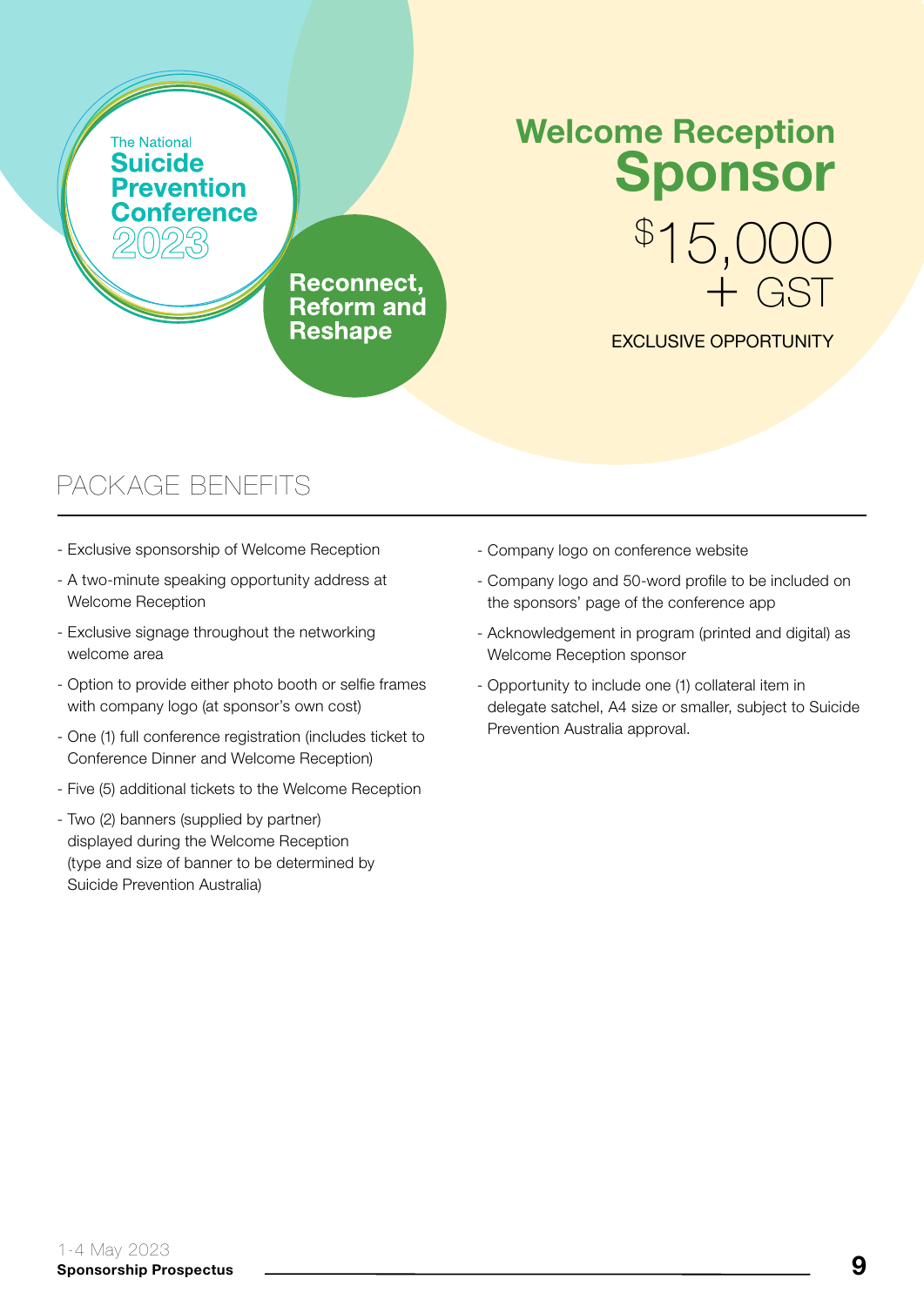The National
**Suicide Prevention Conference 2023**

**Reconnect, Reform and Reshape**

# Welcome Reception Sponsor

## $15,000 + GST

EXCLUSIVE OPPORTUNITY

## PACKAGE BENEFITS

- Exclusive sponsorship of Welcome Reception
- A two-minute speaking opportunity address at Welcome Reception
- Exclusive signage throughout the networking welcome area
- Option to provide either photo booth or selfie frames with company logo (at sponsor's own cost)
- One (1) full conference registration (includes ticket to Conference Dinner and Welcome Reception)
- Five (5) additional tickets to the Welcome Reception
- Two (2) banners (supplied by partner) displayed during the Welcome Reception (type and size of banner to be determined by Suicide Prevention Australia)
- Company logo on conference website
- Company logo and 50-word profile to be included on the sponsors' page of the conference app
- Acknowledgement in program (printed and digital) as Welcome Reception sponsor
- Opportunity to include one (1) collateral item in delegate satchel, A4 size or smaller, subject to Suicide Prevention Australia approval.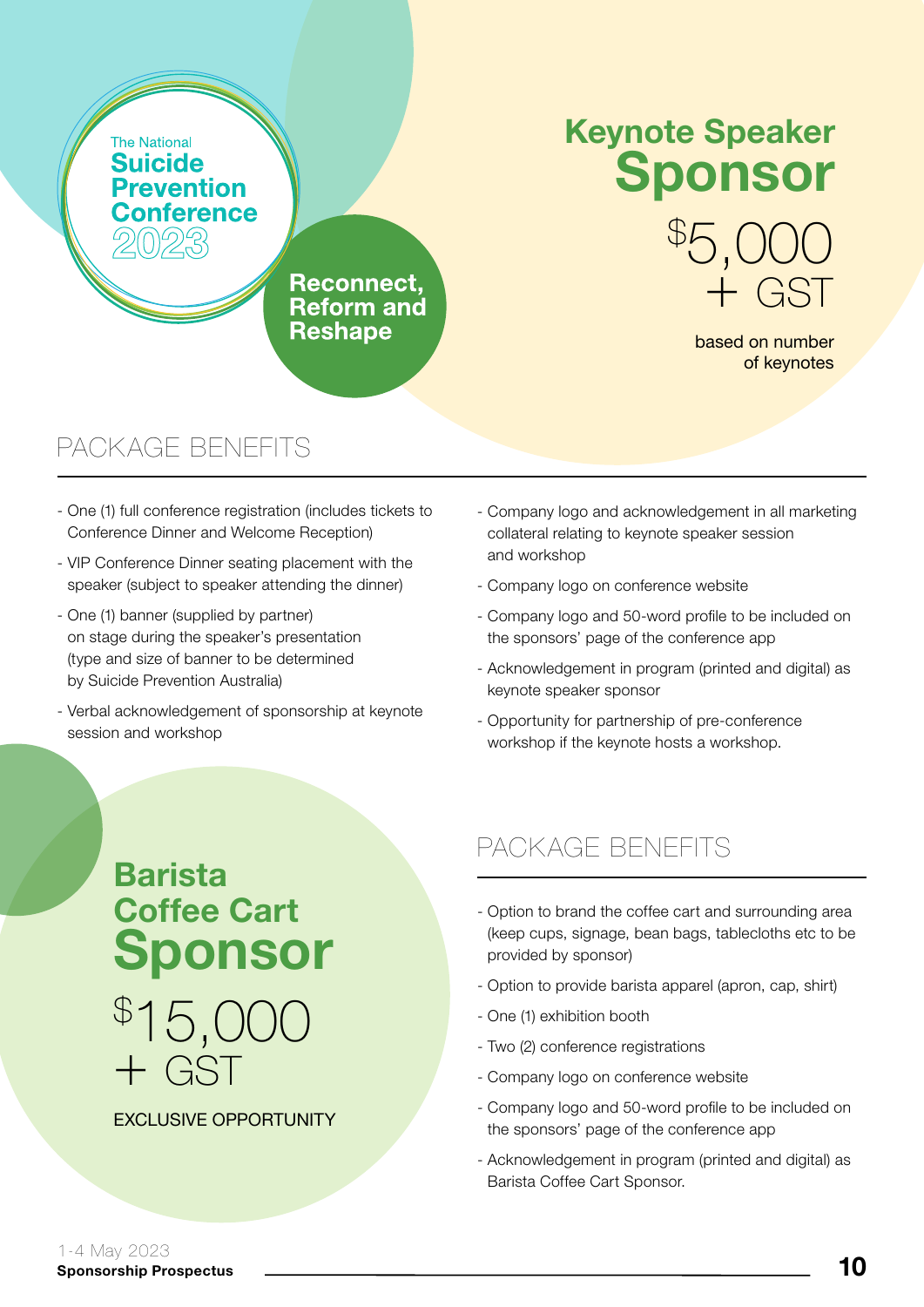The National **Suicide Prevention Conference** 2023

**Reconnect, Reform and Reshape**

# Keynote Speaker Sponsor

$5,000 + GST

based on number of keynotes

## PACKAGE BENEFITS

- One (1) full conference registration (includes tickets to Conference Dinner and Welcome Reception)
- VIP Conference Dinner seating placement with the speaker (subject to speaker attending the dinner)
- One (1) banner (supplied by partner) on stage during the speaker's presentation (type and size of banner to be determined by Suicide Prevention Australia)
- Verbal acknowledgement of sponsorship at keynote session and workshop
- Company logo and acknowledgement in all marketing collateral relating to keynote speaker session and workshop
- Company logo on conference website
- Company logo and 50-word profile to be included on the sponsors' page of the conference app
- Acknowledgment in program (printed and digital) as keynote speaker sponsor
- Opportunity for partnership of pre-conference workshop if the keynote hosts a workshop.

# Barista Coffee Cart Sponsor

$15,000 + GST

EXCLUSIVE OPPORTUNITY

## PACKAGE BENEFITS

- Option to brand the coffee cart and surrounding area (keep cups, signage, bean bags, tablecloths etc to be provided by sponsor)
- Option to provide barista apparel (apron, cap, shirt)
- One (1) exhibition booth
- Two (2) conference registrations
- Company logo on conference website
- Company logo and 50-word profile to be included on the sponsors' page of the conference app
- Acknowledgment in program (printed and digital) as Barista Coffee Cart Sponsor.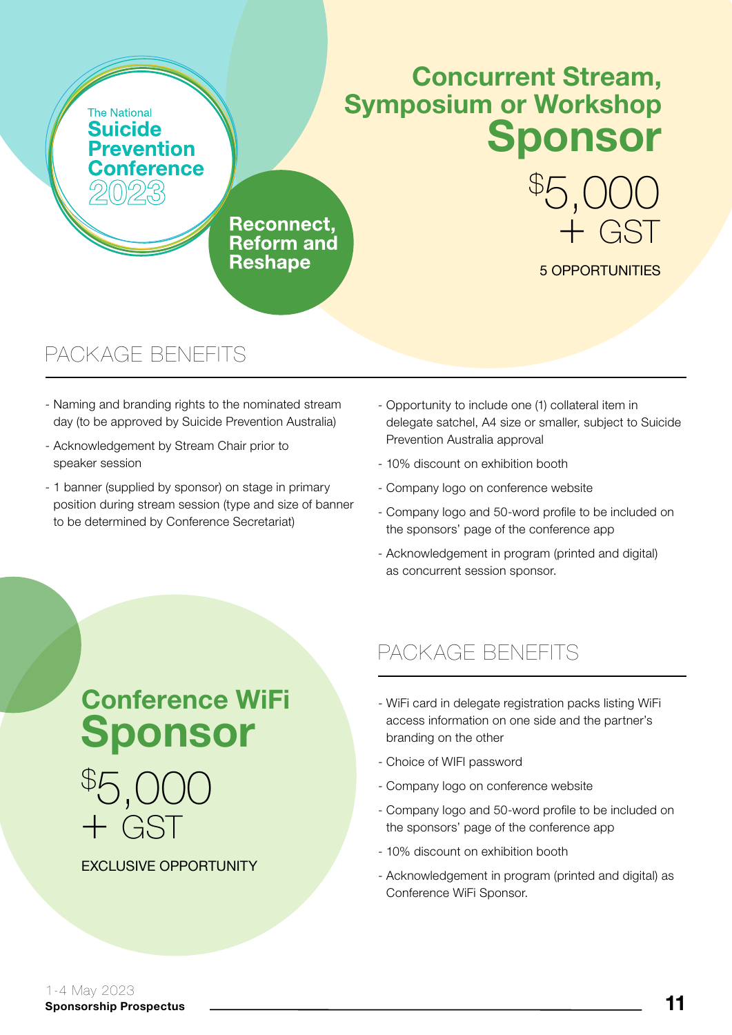The National **Suicide Prevention Conference** 2023

**Reconnect, Reform and Reshape**

# Concurrent Stream, Symposium or Workshop Sponsor

$5,000 + GST

5 OPPORTUNITIES

## PACKAGE BENEFITS

- Naming and branding rights to the nominated stream day (to be approved by Suicide Prevention Australia)
- Acknowledgement by Stream Chair prior to speaker session
- 1 banner (supplied by sponsor) on stage in primary position during stream session (type and size of banner to be determined by Conference Secretariat)
- Opportunity to include one (1) collateral item in delegate satchel, A4 size or smaller, subject to Suicide Prevention Australia approval
- 10% discount on exhibition booth
- Company logo on conference website
- Company logo and 50-word profile to be included on the sponsors' page of the conference app
- Acknowledgement in program (printed and digital) as concurrent session sponsor.

# Conference WiFi Sponsor

$5,000 + GST

EXCLUSIVE OPPORTUNITY

## PACKAGE BENEFITS

- WiFi card in delegate registration packs listing WiFi access information on one side and the partner's branding on the other
- Choice of WIFI password
- Company logo on conference website
- Company logo and 50-word profile to be included on the sponsors' page of the conference app
- 10% discount on exhibition booth
- Acknowledgement in program (printed and digital) as Conference WiFi Sponsor.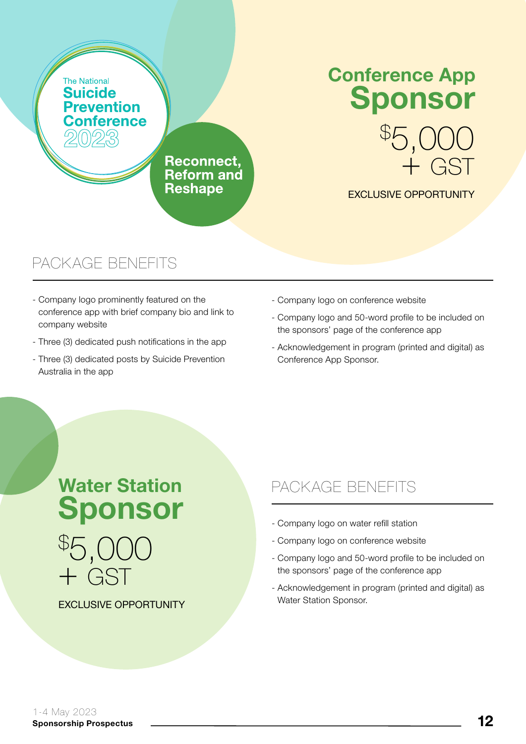The National
**Suicide Prevention Conference**
2023

**Reconnect, Reform and Reshape**

# Conference App Sponsor

$5,000 + GST

EXCLUSIVE OPPORTUNITY

## PACKAGE BENEFITS

- Company logo prominently featured on the conference app with brief company bio and link to company website
- Three (3) dedicated push notifications in the app
- Three (3) dedicated posts by Suicide Prevention Australia in the app
- Company logo on conference website
- Company logo and 50-word profile to be included on the sponsors' page of the conference app
- Acknowledgement in program (printed and digital) as Conference App Sponsor.

# Water Station Sponsor

$5,000 + GST

EXCLUSIVE OPPORTUNITY

## PACKAGE BENEFITS

- Company logo on water refill station
- Company logo on conference website
- Company logo and 50-word profile to be included on the sponsors' page of the conference app
- Acknowledgement in program (printed and digital) as Water Station Sponsor.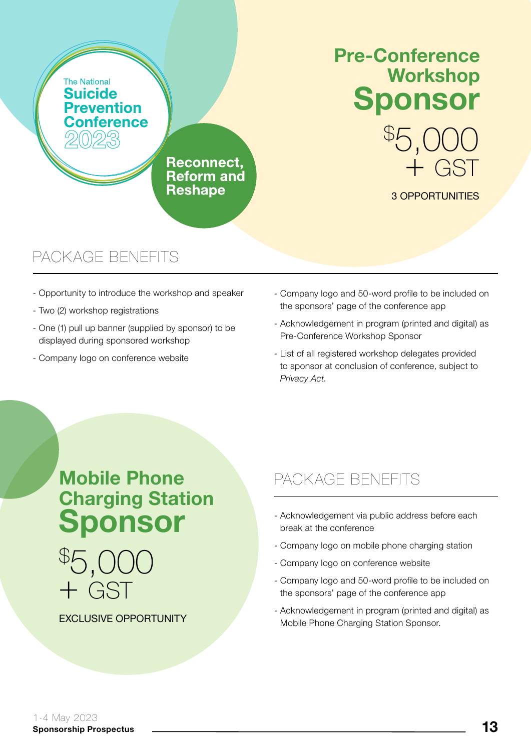The National
**Suicide Prevention Conference 2023**

**Reconnect, Reform and Reshape**

# Pre-Conference Workshop Sponsor

**$5,000 + GST**

3 OPPORTUNITIES

## PACKAGE BENEFITS

- Opportunity to introduce the workshop and speaker
- Two (2) workshop registrations
- One (1) pull up banner (supplied by sponsor) to be displayed during sponsored workshop
- Company logo on conference website
- Company logo and 50-word profile to be included on the sponsors' page of the conference app
- Acknowledgement in program (printed and digital) as Pre-Conference Workshop Sponsor
- List of all registered workshop delegates provided to sponsor at conclusion of conference, subject to *Privacy Act*.

# Mobile Phone Charging Station Sponsor

**$5,000 + GST**

EXCLUSIVE OPPORTUNITY

## PACKAGE BENEFITS

- Acknowledgement via public address before each break at the conference
- Company logo on mobile phone charging station
- Company logo on conference website
- Company logo and 50-word profile to be included on the sponsors' page of the conference app
- Acknowledgement in program (printed and digital) as Mobile Phone Charging Station Sponsor.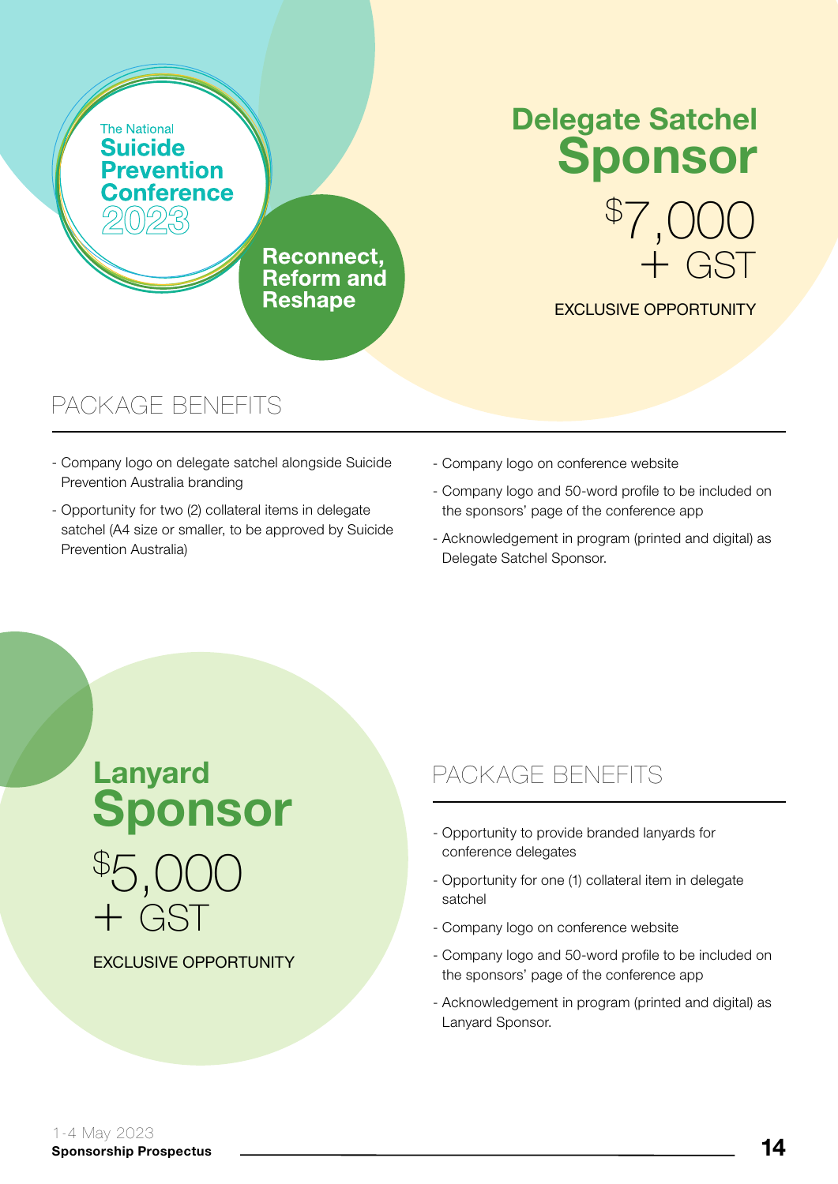The National
**Suicide Prevention Conference 2023**

**Reconnect, Reform and Reshape**

# Delegate Satchel Sponsor

$7,000 + GST

EXCLUSIVE OPPORTUNITY

## PACKAGE BENEFITS

- Company logo on delegate satchel alongside Suicide Prevention Australia branding
- Opportunity for two (2) collateral items in delegate satchel (A4 size or smaller, to be approved by Suicide Prevention Australia)
- Company logo on conference website
- Company logo and 50-word profile to be included on the sponsors' page of the conference app
- Acknowledgement in program (printed and digital) as Delegate Satchel Sponsor.

# Lanyard Sponsor

$5,000 + GST

EXCLUSIVE OPPORTUNITY

## PACKAGE BENEFITS

- Opportunity to provide branded lanyards for conference delegates
- Opportunity for one (1) collateral item in delegate satchel
- Company logo on conference website
- Company logo and 50-word profile to be included on the sponsors' page of the conference app
- Acknowledgement in program (printed and digital) as Lanyard Sponsor.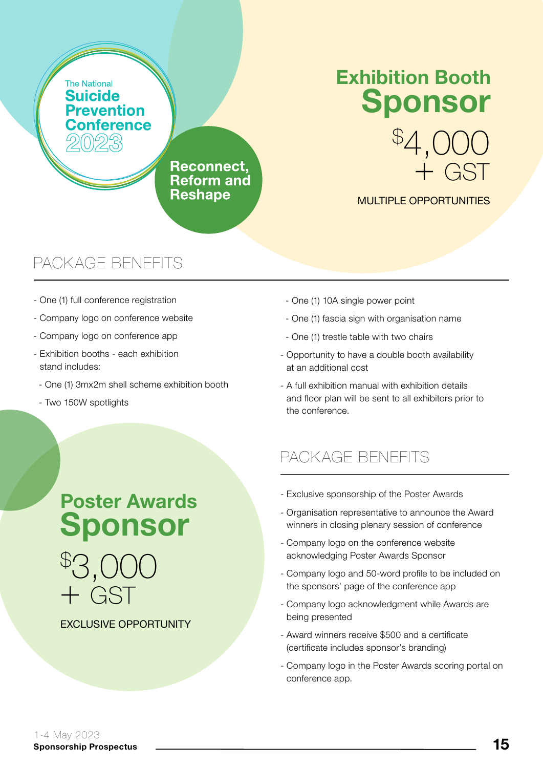The National
**Suicide Prevention Conference 2023**

**Reconnect, Reform and Reshape**

# Exhibition Booth Sponsor

## $4,000 + GST

MULTIPLE OPPORTUNITIES

### PACKAGE BENEFITS

- One (1) full conference registration
- Company logo on conference website
- Company logo on conference app
- Exhibition booths - each exhibition stand includes:
  - One (1) 3mx2m shell scheme exhibition booth
  - Two 150W spotlights
  - One (1) 10A single power point
  - One (1) fascia sign with organisation name
  - One (1) trestle table with two chairs
- Opportunity to have a double booth availability at an additional cost
- A full exhibition manual with exhibition details and floor plan will be sent to all exhibitors prior to the conference.

# Poster Awards Sponsor

## $3,000 + GST

EXCLUSIVE OPPORTUNITY

### PACKAGE BENEFITS

- Exclusive sponsorship of the Poster Awards
- Organisation representative to announce the Award winners in closing plenary session of conference
- Company logo on the conference website acknowledging Poster Awards Sponsor
- Company logo and 50-word profile to be included on the sponsors' page of the conference app
- Company logo acknowledgment while Awards are being presented
- Award winners receive $500 and a certificate (certificate includes sponsor's branding)
- Company logo in the Poster Awards scoring portal on conference app.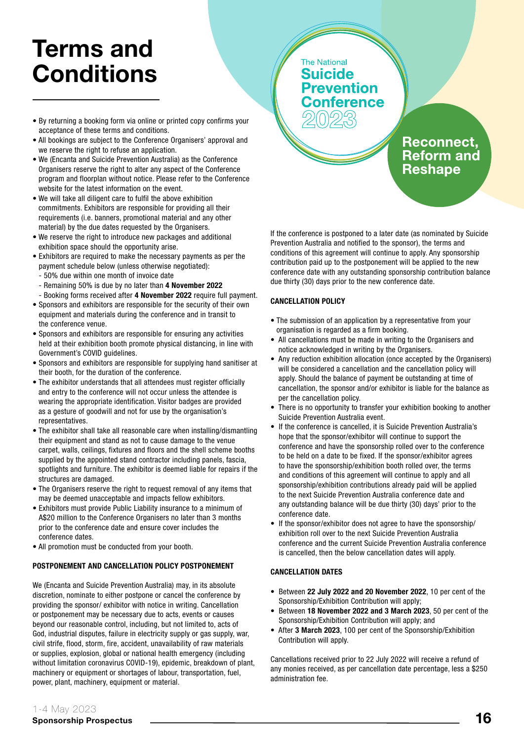# Terms and Conditions

- By returning a booking form via online or printed copy confirms your acceptance of these terms and conditions.
- All bookings are subject to the Conference Organisers' approval and we reserve the right to refuse an application.
- We (Encanta and Suicide Prevention Australia) as the Conference Organisers reserve the right to alter any aspect of the Conference program and floorplan without notice. Please refer to the Conference website for the latest information on the event.
- We will take all diligent care to fulfil the above exhibition commitments. Exhibitors are responsible for providing all their requirements (i.e. banners, promotional material and any other material) by the due dates requested by the Organisers.
- We reserve the right to introduce new packages and additional exhibition space should the opportunity arise.
- Exhibitors are required to make the necessary payments as per the payment schedule below (unless otherwise negotiated):
  - 50% due within one month of invoice date
  - Remaining 50% is due by no later than **4 November 2022**
  - Booking forms received after **4 November 2022** require full payment.
- Sponsors and exhibitors are responsible for the security of their own equipment and materials during the conference and in transit to the conference venue.
- Sponsors and exhibitors are responsible for ensuring any activities held at their exhibition booth promote physical distancing, in line with Government's COVID guidelines.
- Sponsors and exhibitors are responsible for supplying hand sanitiser at their booth, for the duration of the conference.
- The exhibitor understands that all attendees must register officially and entry to the conference will not occur unless the attendee is wearing the appropriate identification. Visitor badges are provided as a gesture of goodwill and not for use by the organisation's representatives.
- The exhibitor shall take all reasonable care when installing/dismantling their equipment and stand as not to cause damage to the venue carpet, walls, ceilings, fixtures and floors and the shell scheme booths supplied by the appointed stand contractor including panels, fascia, spotlights and furniture. The exhibitor is deemed liable for repairs if the structures are damaged.
- The Organisers reserve the right to request removal of any items that may be deemed unacceptable and impacts fellow exhibitors.
- Exhibitors must provide Public Liability insurance to a minimum of A$20 million to the Conference Organisers no later than 3 months prior to the conference date and ensure cover includes the conference dates.
- All promotion must be conducted from your booth.

### POSTPONEMENT AND CANCELLATION POLICY POSTPONEMENT

We (Encanta and Suicide Prevention Australia) may, in its absolute discretion, nominate to either postpone or cancel the conference by providing the sponsor/ exhibitor with notice in writing. Cancellation or postponement may be necessary due to acts, events or causes beyond our reasonable control, including, but not limited to, acts of God, industrial disputes, failure in electricity supply or gas supply, war, civil strife, flood, storm, fire, accident, unavailability of raw materials or supplies, explosion, global or national health emergency (including without limitation coronavirus COVID-19), epidemic, breakdown of plant, machinery or equipment or shortages of labour, transportation, fuel, power, plant, machinery, equipment or material.

If the conference is postponed to a later date (as nominated by Suicide Prevention Australia and notified to the sponsor), the terms and conditions of this agreement will continue to apply. Any sponsorship contribution paid up to the postponement will be applied to the new conference date with any outstanding sponsorship contribution balance due thirty (30) days prior to the new conference date.

### CANCELLATION POLICY

- The submission of an application by a representative from your organisation is regarded as a firm booking.
- All cancellations must be made in writing to the Organisers and notice acknowledged in writing by the Organisers.
- Any reduction exhibition allocation (once accepted by the Organisers) will be considered a cancellation and the cancellation policy will apply. Should the balance of payment be outstanding at time of cancellation, the sponsor and/or exhibitor is liable for the balance as per the cancellation policy.
- There is no opportunity to transfer your exhibition booking to another Suicide Prevention Australia event.
- If the conference is cancelled, it is Suicide Prevention Australia's hope that the sponsor/exhibitor will continue to support the conference and have the sponsorship rolled over to the conference to be held on a date to be fixed. If the sponsor/exhibitor agrees to have the sponsorship/exhibition booth rolled over, the terms and conditions of this agreement will continue to apply and all sponsorship/exhibition contributions already paid will be applied to the next Suicide Prevention Australia conference date and any outstanding balance will be due thirty (30) days' prior to the conference date.
- If the sponsor/exhibitor does not agree to have the sponsorship/ exhibition roll over to the next Suicide Prevention Australia conference and the current Suicide Prevention Australia conference is cancelled, then the below cancellation dates will apply.

### CANCELLATION DATES

- Between **22 July 2022 and 20 November 2022**, 10 per cent of the Sponsorship/Exhibition Contribution will apply;
- Between **18 November 2022 and 3 March 2023**, 50 per cent of the Sponsorship/Exhibition Contribution will apply; and
- After **3 March 2023**, 100 per cent of the Sponsorship/Exhibition Contribution will apply.

Cancellations received prior to 22 July 2022 will receive a refund of any monies received, as per cancellation date percentage, less a $250 administration fee.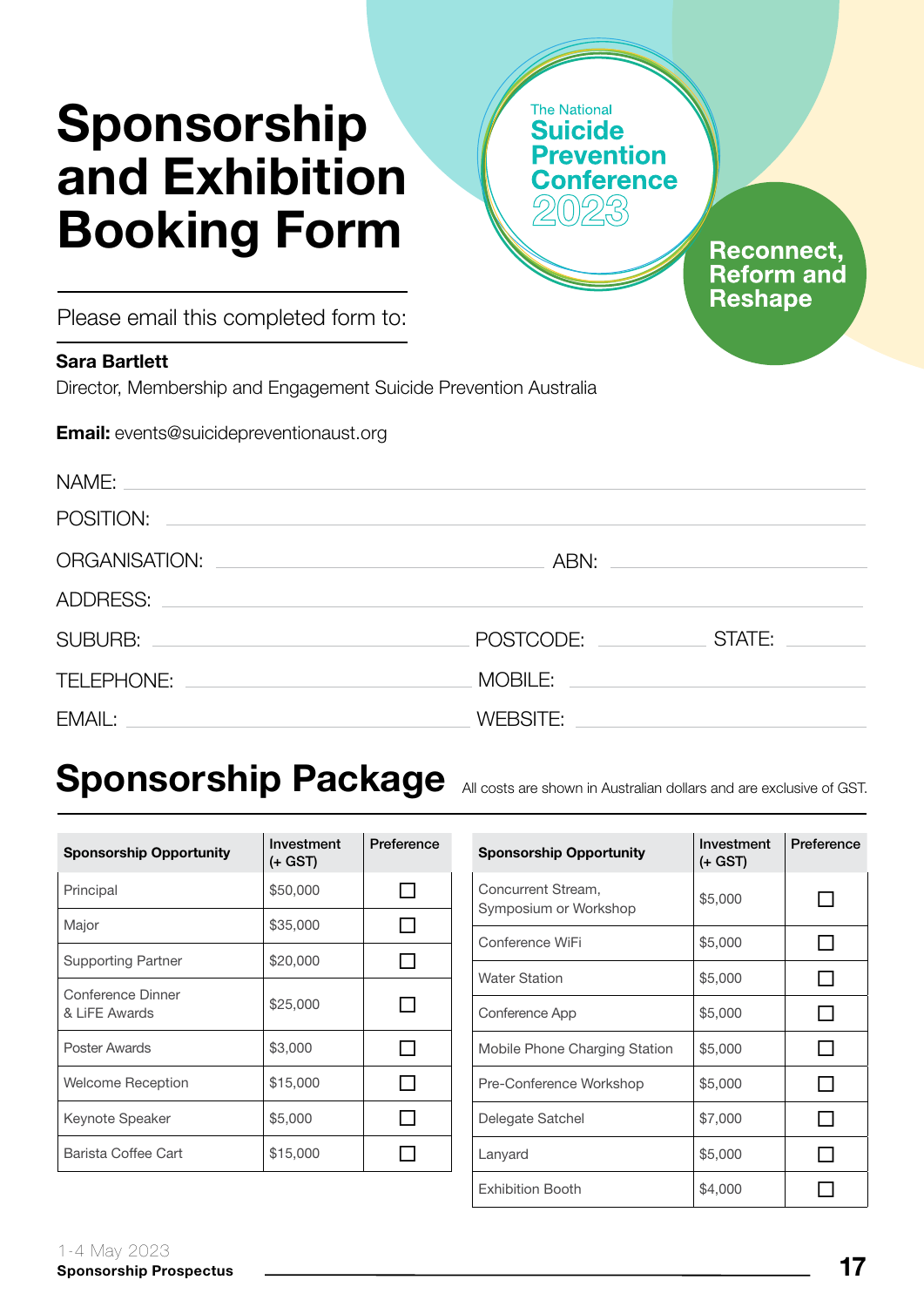# Sponsorship and Exhibition Booking Form

The National **Suicide Prevention Conference** 2023

**Reconnect, Reform and Reshape**

Please email this completed form to:

**Sara Bartlett**
Director, Membership and Engagement Suicide Prevention Australia

**Email:** events@suicidepreventionaust.org

NAME: ______________________________

POSITION: ______________________________

ORGANISATION: ______________________________ ABN: ______________________________

ADDRESS: ______________________________

SUBURB: ______________________________ POSTCODE: ______________ STATE: ______________

TELEPHONE: ______________________________ MOBILE: ______________________________

EMAIL: ______________________________ WEBSITE: ______________________________

## Sponsorship Package

All costs are shown in Australian dollars and are exclusive of GST.

| Sponsorship Opportunity | Investment (+ GST) | Preference |
|---|---|---|
| Principal | $50,000 | ☐ |
| Major | $35,000 | ☐ |
| Supporting Partner | $20,000 | ☐ |
| Conference Dinner & LiFE Awards | $25,000 | ☐ |
| Poster Awards | $3,000 | ☐ |
| Welcome Reception | $15,000 | ☐ |
| Keynote Speaker | $5,000 | ☐ |
| Barista Coffee Cart | $15,000 | ☐ |

| Sponsorship Opportunity | Investment (+ GST) | Preference |
|---|---|---|
| Concurrent Stream, Symposium or Workshop | $5,000 | ☐ |
| Conference WiFi | $5,000 | ☐ |
| Water Station | $5,000 | ☐ |
| Conference App | $5,000 | ☐ |
| Mobile Phone Charging Station | $5,000 | ☐ |
| Pre-Conference Workshop | $5,000 | ☐ |
| Delegate Satchel | $7,000 | ☐ |
| Lanyard | $5,000 | ☐ |
| Exhibition Booth | $4,000 | ☐ |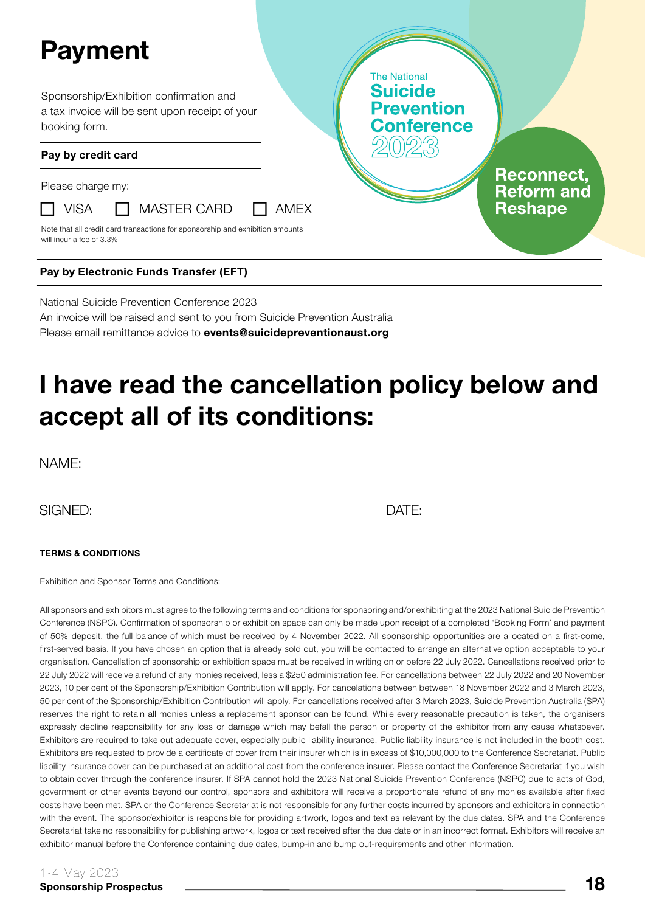# Payment

Sponsorship/Exhibition confirmation and a tax invoice will be sent upon receipt of your booking form.

The National Suicide Prevention Conference 2023

Reconnect, Reform and Reshape

**Pay by credit card**

Please charge my:

☐ VISA ☐ MASTER CARD ☐ AMEX

Note that all credit card transactions for sponsorship and exhibition amounts will incur a fee of 3.3%

**Pay by Electronic Funds Transfer (EFT)**

National Suicide Prevention Conference 2023
An invoice will be raised and sent to you from Suicide Prevention Australia
Please email remittance advice to **events@suicidepreventionaust.org**

# I have read the cancellation policy below and accept all of its conditions:

NAME: ______________________________

SIGNED: ______________________________ DATE: ______________________________

**TERMS & CONDITIONS**

Exhibition and Sponsor Terms and Conditions:

All sponsors and exhibitors must agree to the following terms and conditions for sponsoring and/or exhibiting at the 2023 National Suicide Prevention Conference (NSPC). Confirmation of sponsorship or exhibition space can only be made upon receipt of a completed 'Booking Form' and payment of 50% deposit, the full balance of which must be received by 4 November 2022. All sponsorship opportunities are allocated on a first-come, first-served basis. If you have chosen an option that is already sold out, you will be contacted to arrange an alternative option acceptable to your organisation. Cancellation of sponsorship or exhibition space must be received in writing on or before 22 July 2022. Cancellations received prior to 22 July 2022 will receive a refund of any monies received, less a $250 administration fee. For cancellations between 22 July 2022 and 20 November 2023, 10 per cent of the Sponsorship/Exhibition Contribution will apply. For cancelations between between 18 November 2022 and 3 March 2023, 50 per cent of the Sponsorship/Exhibition Contribution will apply. For cancellations received after 3 March 2023, Suicide Prevention Australia (SPA) reserves the right to retain all monies unless a replacement sponsor can be found. While every reasonable precaution is taken, the organisers expressly decline responsibility for any loss or damage which may befall the person or property of the exhibitor from any cause whatsoever. Exhibitors are required to take out adequate cover, especially public liability insurance. Public liability insurance is not included in the booth cost. Exhibitors are requested to provide a certificate of cover from their insurer which is in excess of $10,000,000 to the Conference Secretariat. Public liability insurance cover can be purchased at an additional cost from the conference insurer. Please contact the Conference Secretariat if you wish to obtain cover through the conference insurer. If SPA cannot hold the 2023 National Suicide Prevention Conference (NSPC) due to acts of God, government or other events beyond our control, sponsors and exhibitors will receive a proportionate refund of any monies available after fixed costs have been met. SPA or the Conference Secretariat is not responsible for any further costs incurred by sponsors and exhibitors in connection with the event. The sponsor/exhibitor is responsible for providing artwork, logos and text as relevant by the due dates. SPA and the Conference Secretariat take no responsibility for publishing artwork, logos or text received after the due date or in an incorrect format. Exhibitors will receive an exhibitor manual before the Conference containing due dates, bump-in and bump out-requirements and other information.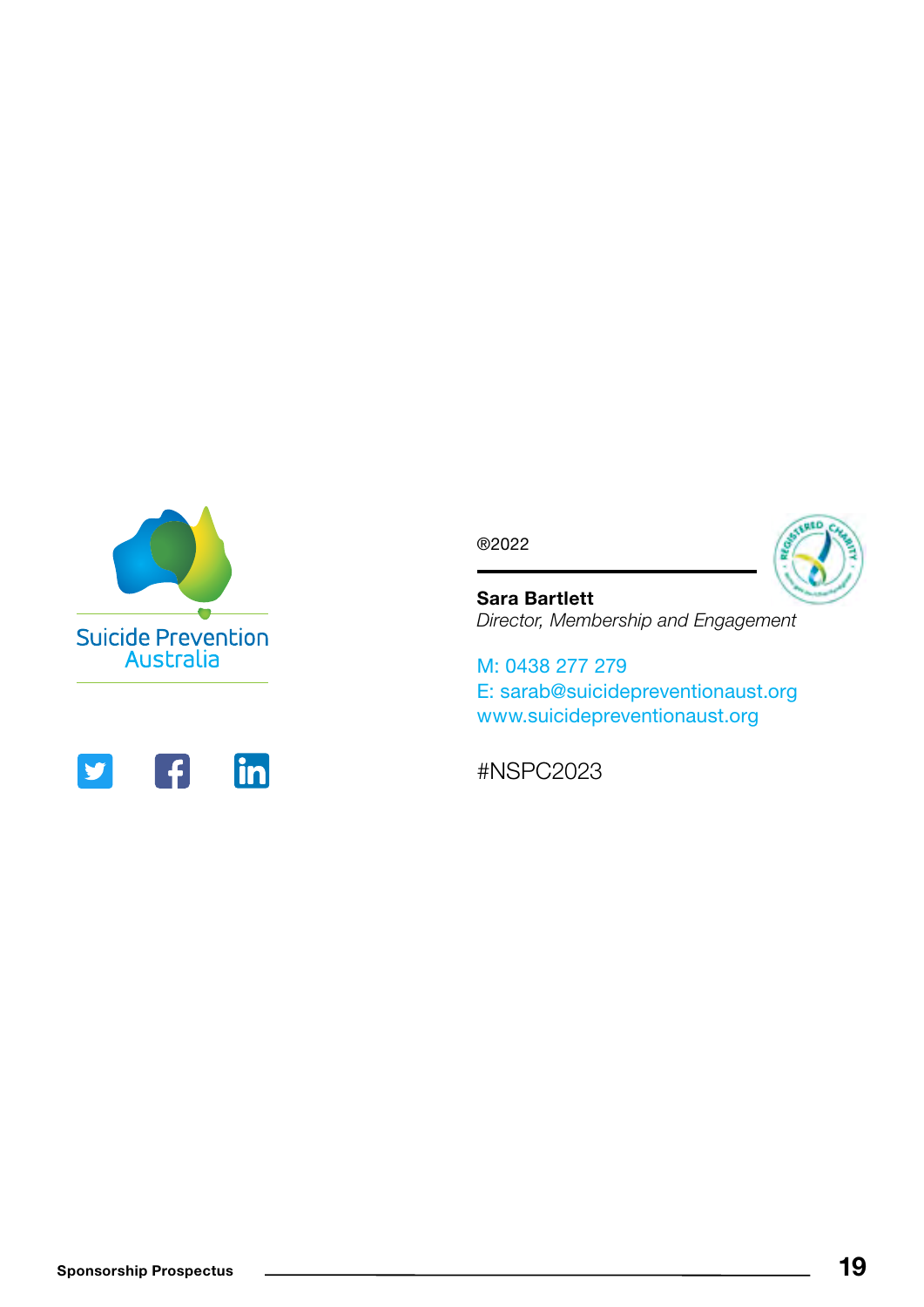Suicide Prevention Australia

®2022

**Sara Bartlett**
*Director, Membership and Engagement*

M: 0438 277 279
E: sarab@suicidepreventionaust.org
www.suicidepreventionaust.org

#NSPC2023